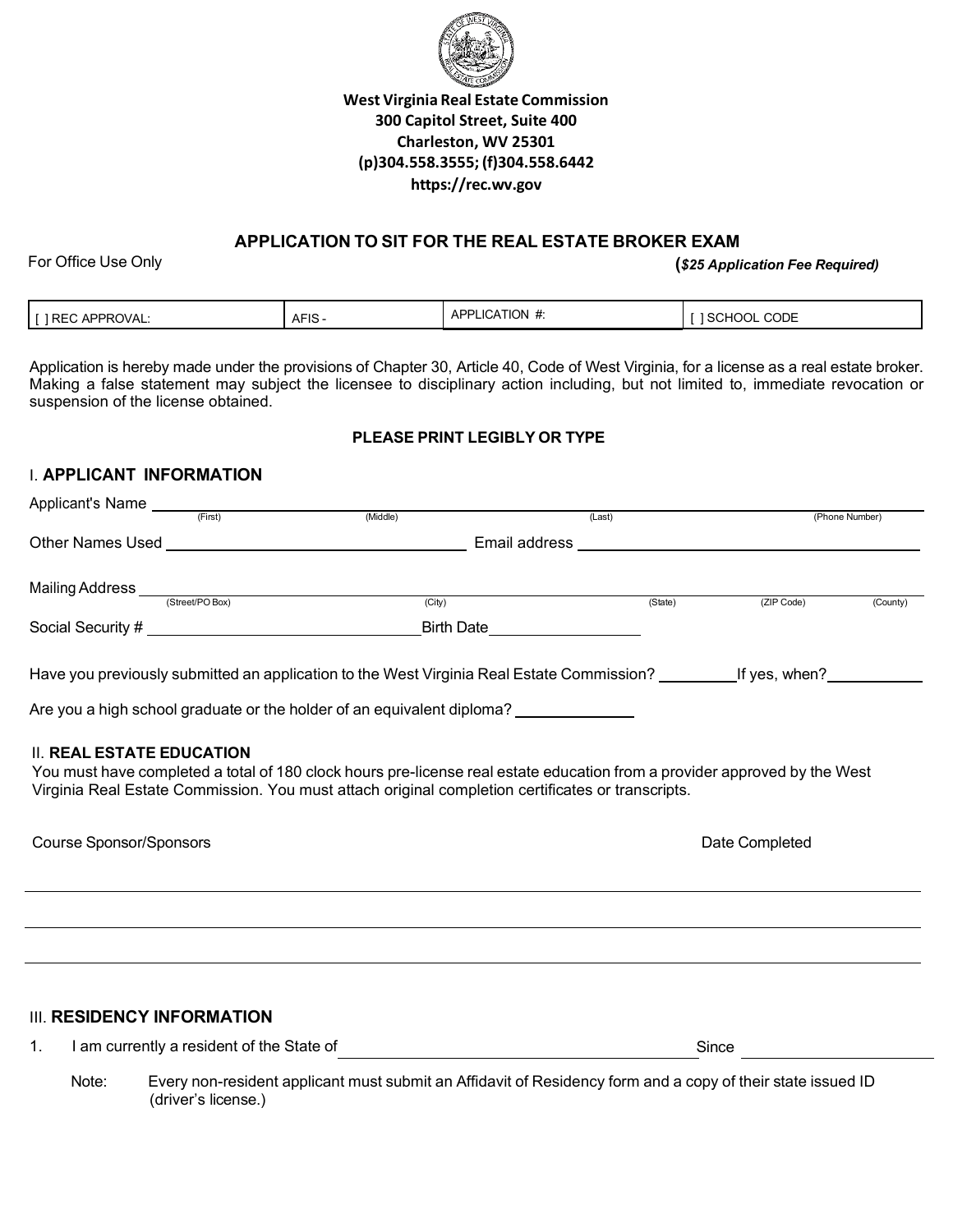**West Virginia Real Estate Commission**
**300 Capitol Street, Suite 400**
**Charleston, WV 25301**
**(p)304.558.3555; (f)304.558.6442**
**https://rec.wv.gov**

## APPLICATION TO SIT FOR THE REAL ESTATE BROKER EXAM

For Office Use Only

***($25 Application Fee Required)***

| [ ] REC APPROVAL: | AFIS - | APPLICATION #: | [ ] SCHOOL CODE |
|---|---|---|---|

Application is hereby made under the provisions of Chapter 30, Article 40, Code of West Virginia, for a license as a real estate broker. Making a false statement may subject the licensee to disciplinary action including, but not limited to, immediate revocation or suspension of the license obtained.

**PLEASE PRINT LEGIBLY OR TYPE**

### I. APPLICANT INFORMATION

Applicant's Name ______________________________________________
(First) (Middle) (Last) (Phone Number)

Other Names Used ____________________ Email address ____________________

Mailing Address ______________________________________________
(Street/PO Box) (City) (State) (ZIP Code) (County)

Social Security # ____________________ Birth Date ____________________

Have you previously submitted an application to the West Virginia Real Estate Commission? _________ If yes, when? __________

Are you a high school graduate or the holder of an equivalent diploma? ______________

### II. REAL ESTATE EDUCATION

You must have completed a total of 180 clock hours pre-license real estate education from a provider approved by the West Virginia Real Estate Commission. You must attach original completion certificates or transcripts.

| Course Sponsor/Sponsors | Date Completed |
|---|---|
| | |
| | |
| | |

### III. RESIDENCY INFORMATION

1. I am currently a resident of the State of ______________________________ Since ______________

Note: Every non-resident applicant must submit an Affidavit of Residency form and a copy of their state issued ID (driver's license.)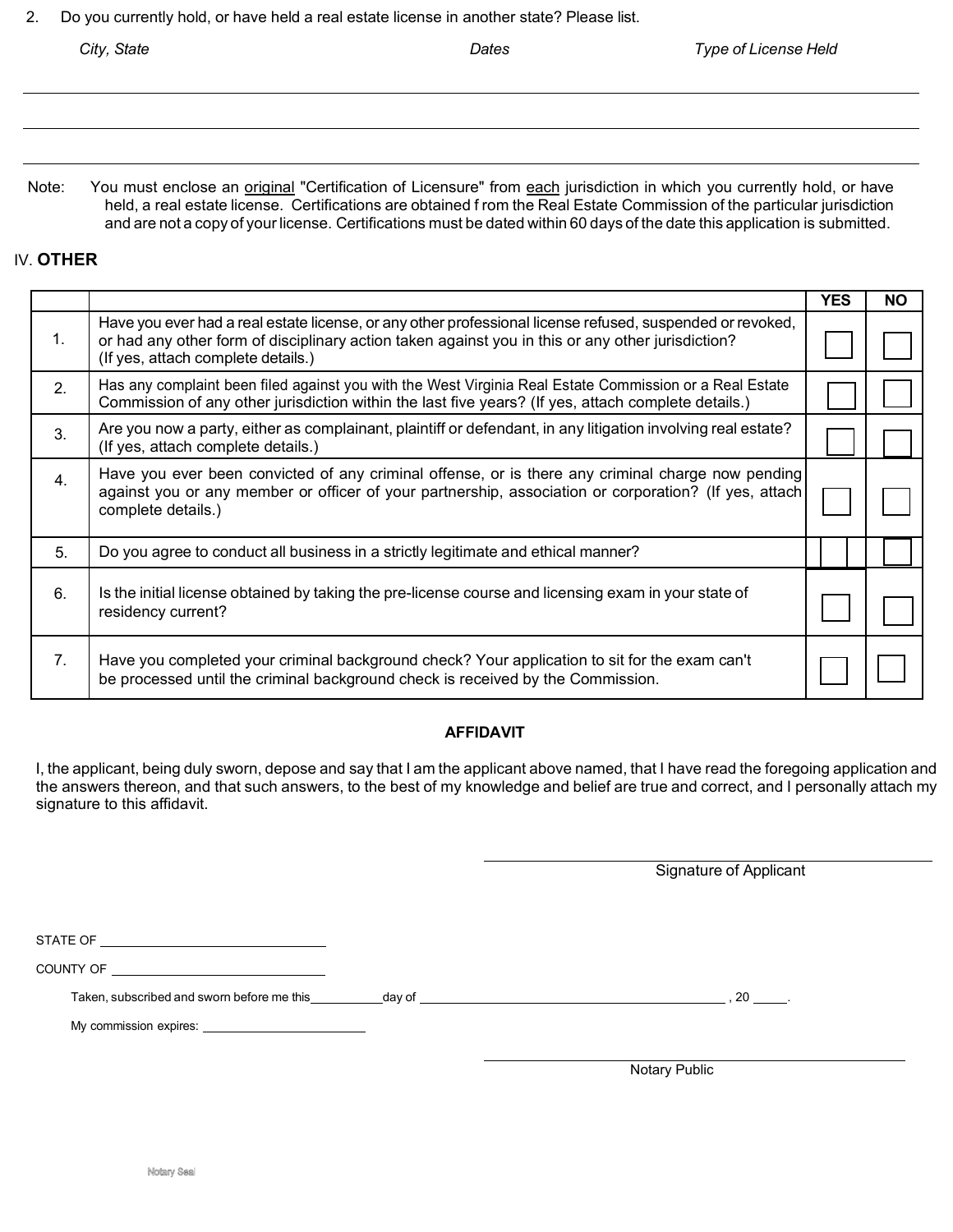2. Do you currently hold, or have held a real estate license in another state? Please list.

| *City, State* | *Dates* | *Type of License Held* |
|---|---|---|
| | | |
| | | |
| | | |

Note: You must enclose an original "Certification of Licensure" from each jurisdiction in which you currently hold, or have held, a real estate license. Certifications are obtained from the Real Estate Commission of the particular jurisdiction and are not a copy of your license. Certifications must be dated within 60 days of the date this application is submitted.

## IV. OTHER

| | | YES | NO |
|---|---|---|---|
| 1. | Have you ever had a real estate license, or any other professional license refused, suspended or revoked, or had any other form of disciplinary action taken against you in this or any other jurisdiction? (If yes, attach complete details.) | ☐ | ☐ |
| 2. | Has any complaint been filed against you with the West Virginia Real Estate Commission or a Real Estate Commission of any other jurisdiction within the last five years? (If yes, attach complete details.) | ☐ | ☐ |
| 3. | Are you now a party, either as complainant, plaintiff or defendant, in any litigation involving real estate? (If yes, attach complete details.) | ☐ | ☐ |
| 4. | Have you ever been convicted of any criminal offense, or is there any criminal charge now pending against you or any member or officer of your partnership, association or corporation? (If yes, attach complete details.) | ☐ | ☐ |
| 5. | Do you agree to conduct all business in a strictly legitimate and ethical manner? | ☐ | ☐ |
| 6. | Is the initial license obtained by taking the pre-license course and licensing exam in your state of residency current? | ☐ | ☐ |
| 7. | Have you completed your criminal background check? Your application to sit for the exam can't be processed until the criminal background check is received by the Commission. | ☐ | ☐ |

**AFFIDAVIT**

I, the applicant, being duly sworn, depose and say that I am the applicant above named, that I have read the foregoing application and the answers thereon, and that such answers, to the best of my knowledge and belief are true and correct, and I personally attach my signature to this affidavit.

\_\_\_\_\_\_\_\_\_\_\_\_\_\_\_\_\_\_\_\_\_\_\_\_\_\_\_\_\_\_\_\_\_\_\_\_\_\_\_\_
Signature of Applicant

STATE OF \_\_\_\_\_\_\_\_\_\_\_\_\_\_\_\_\_\_\_\_\_\_\_\_

COUNTY OF \_\_\_\_\_\_\_\_\_\_\_\_\_\_\_\_\_\_\_\_\_\_\_\_

Taken, subscribed and sworn before me this\_\_\_\_\_\_\_\_\_\_day of \_\_\_\_\_\_\_\_\_\_\_\_\_\_\_\_\_\_\_\_\_\_\_\_\_\_\_\_\_\_\_\_, 20 \_\_\_\_\_.

My commission expires: \_\_\_\_\_\_\_\_\_\_\_\_\_\_\_\_\_\_\_\_

\_\_\_\_\_\_\_\_\_\_\_\_\_\_\_\_\_\_\_\_\_\_\_\_\_\_\_\_\_\_\_\_\_\_\_\_\_\_\_\_
Notary Public

Notary Seal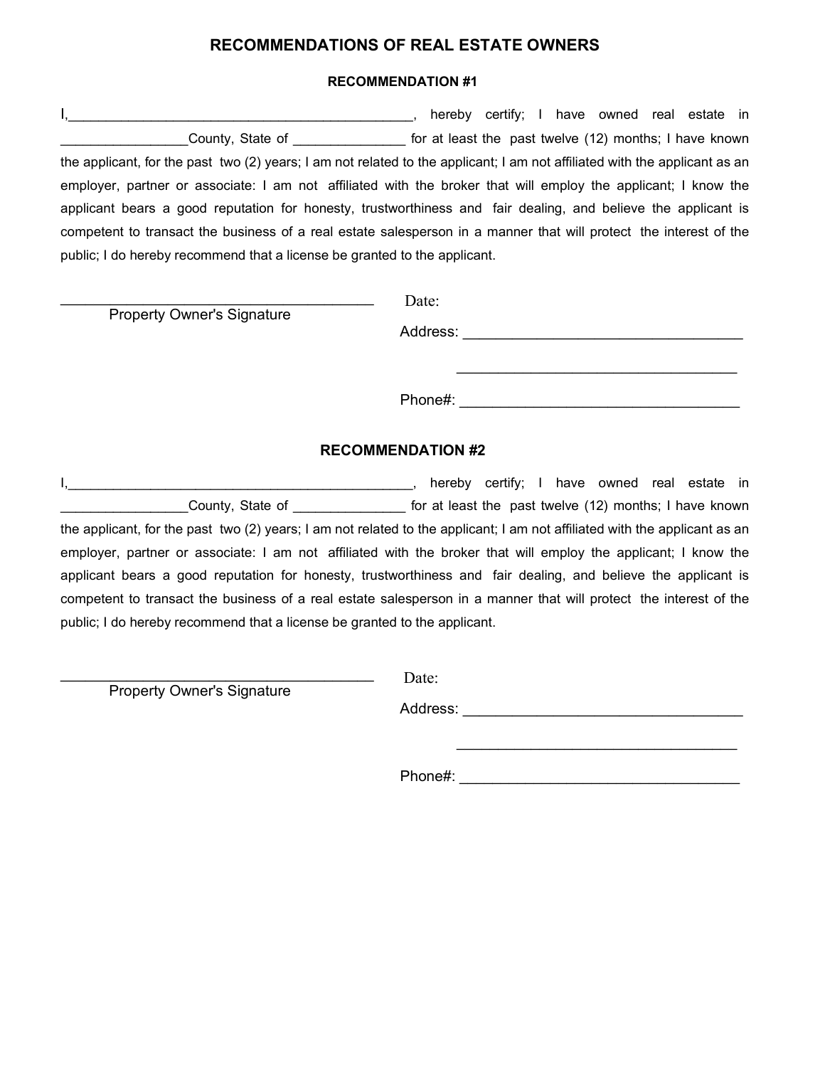# RECOMMENDATIONS OF REAL ESTATE OWNERS

## RECOMMENDATION #1

I,_______________________________________________, hereby certify; I have owned real estate in _________________County, State of _______________ for at least the past twelve (12) months; I have known the applicant, for the past two (2) years; I am not related to the applicant; I am not affiliated with the applicant as an employer, partner or associate: I am not affiliated with the broker that will employ the applicant; I know the applicant bears a good reputation for honesty, trustworthiness and fair dealing, and believe the applicant is competent to transact the business of a real estate salesperson in a manner that will protect the interest of the public; I do hereby recommend that a license be granted to the applicant.

________________________________________
Property Owner's Signature

Date:

Address: ___________________________________

___________________________________

Phone#: ___________________________________

## RECOMMENDATION #2

I,_______________________________________________, hereby certify; I have owned real estate in _________________County, State of _______________ for at least the past twelve (12) months; I have known the applicant, for the past two (2) years; I am not related to the applicant; I am not affiliated with the applicant as an employer, partner or associate: I am not affiliated with the broker that will employ the applicant; I know the applicant bears a good reputation for honesty, trustworthiness and fair dealing, and believe the applicant is competent to transact the business of a real estate salesperson in a manner that will protect the interest of the public; I do hereby recommend that a license be granted to the applicant.

________________________________________
Property Owner's Signature

Date:

Address: ___________________________________

___________________________________

Phone#: ___________________________________